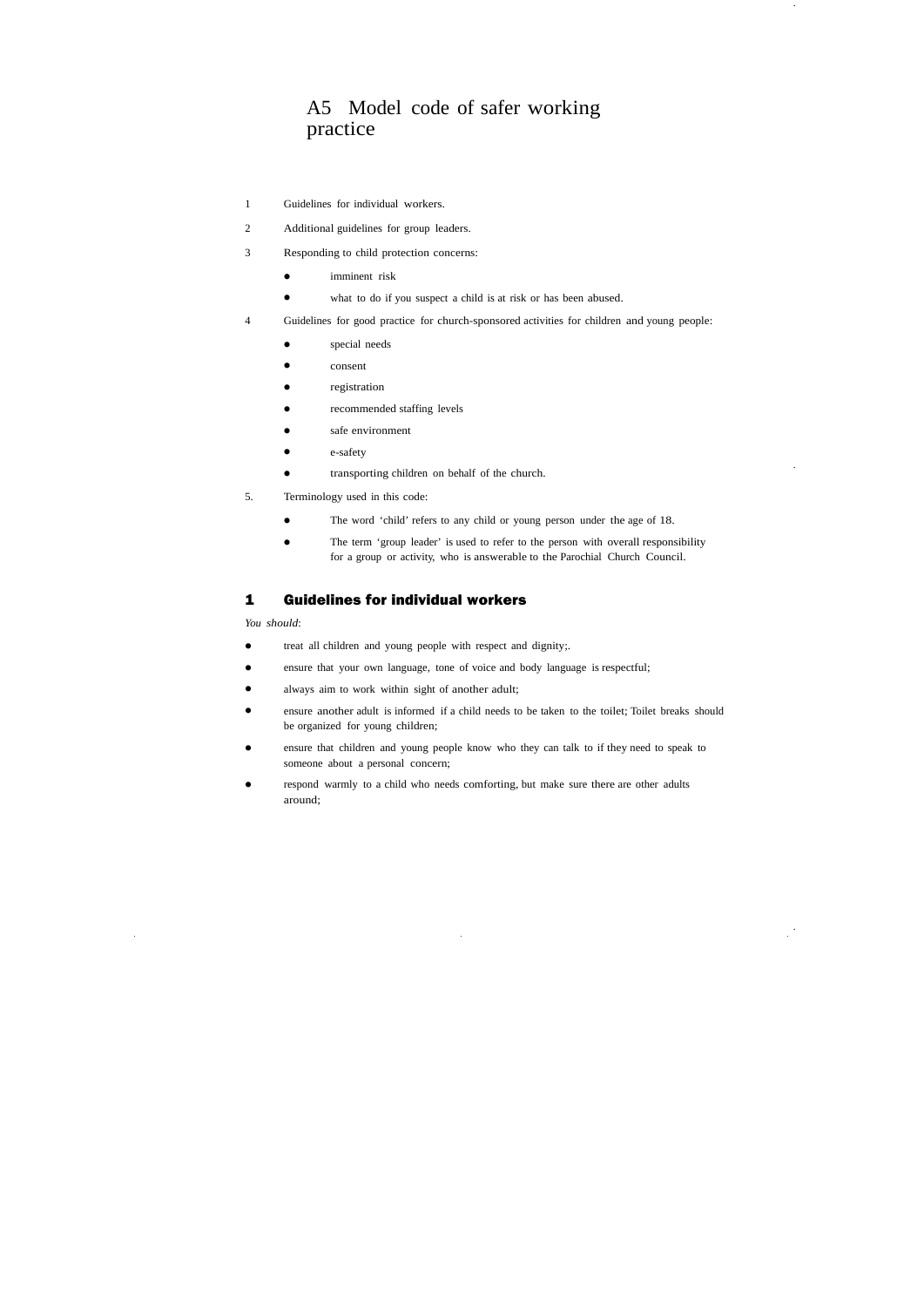# A5 Model code of safer working practice

1. Guidelines for individual workers.
2. Additional guidelines for group leaders.
3. Responding to child protection concerns:
   - imminent risk
   - what to do if you suspect a child is at risk or has been abused.
4. Guidelines for good practice for church-sponsored activities for children and young people:
   - special needs
   - consent
   - registration
   - recommended staffing levels
   - safe environment
   - e-safety
   - transporting children on behalf of the church.
5. Terminology used in this code:
   - The word 'child' refers to any child or young person under the age of 18.
   - The term 'group leader' is used to refer to the person with overall responsibility for a group or activity, who is answerable to the Parochial Church Council.

## 1 Guidelines for individual workers

*You should*:

- treat all children and young people with respect and dignity;.
- ensure that your own language, tone of voice and body language is respectful;
- always aim to work within sight of another adult;
- ensure another adult is informed if a child needs to be taken to the toilet; Toilet breaks should be organized for young children;
- ensure that children and young people know who they can talk to if they need to speak to someone about a personal concern;
- respond warmly to a child who needs comforting, but make sure there are other adults around;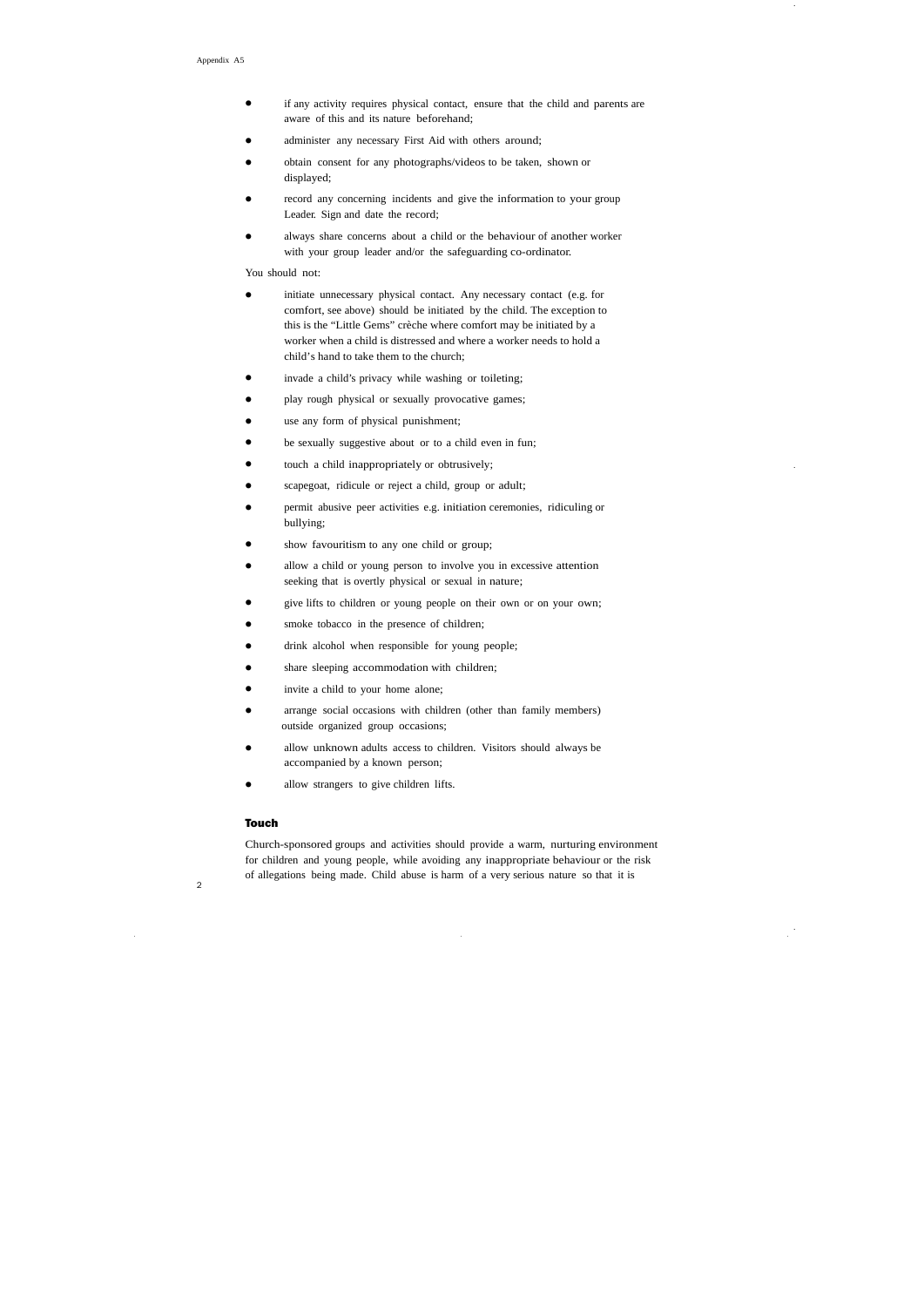- if any activity requires physical contact, ensure that the child and parents are aware of this and its nature beforehand;
- administer any necessary First Aid with others around;
- obtain consent for any photographs/videos to be taken, shown or displayed;
- record any concerning incidents and give the information to your group Leader. Sign and date the record;
- always share concerns about a child or the behaviour of another worker with your group leader and/or the safeguarding co-ordinator.

You should not:

- initiate unnecessary physical contact. Any necessary contact (e.g. for comfort, see above) should be initiated by the child. The exception to this is the "Little Gems" crèche where comfort may be initiated by a worker when a child is distressed and where a worker needs to hold a child's hand to take them to the church;
- invade a child's privacy while washing or toileting;
- play rough physical or sexually provocative games;
- use any form of physical punishment;
- be sexually suggestive about or to a child even in fun;
- touch a child inappropriately or obtrusively;
- scapegoat, ridicule or reject a child, group or adult;
- permit abusive peer activities e.g. initiation ceremonies, ridiculing or bullying;
- show favouritism to any one child or group;
- allow a child or young person to involve you in excessive attention seeking that is overtly physical or sexual in nature;
- give lifts to children or young people on their own or on your own;
- smoke tobacco in the presence of children;
- drink alcohol when responsible for young people;
- share sleeping accommodation with children;
- invite a child to your home alone;
- arrange social occasions with children (other than family members) outside organized group occasions;
- allow unknown adults access to children. Visitors should always be accompanied by a known person;
- allow strangers to give children lifts.

**Touch**

Church-sponsored groups and activities should provide a warm, nurturing environment for children and young people, while avoiding any inappropriate behaviour or the risk of allegations being made. Child abuse is harm of a very serious nature so that it is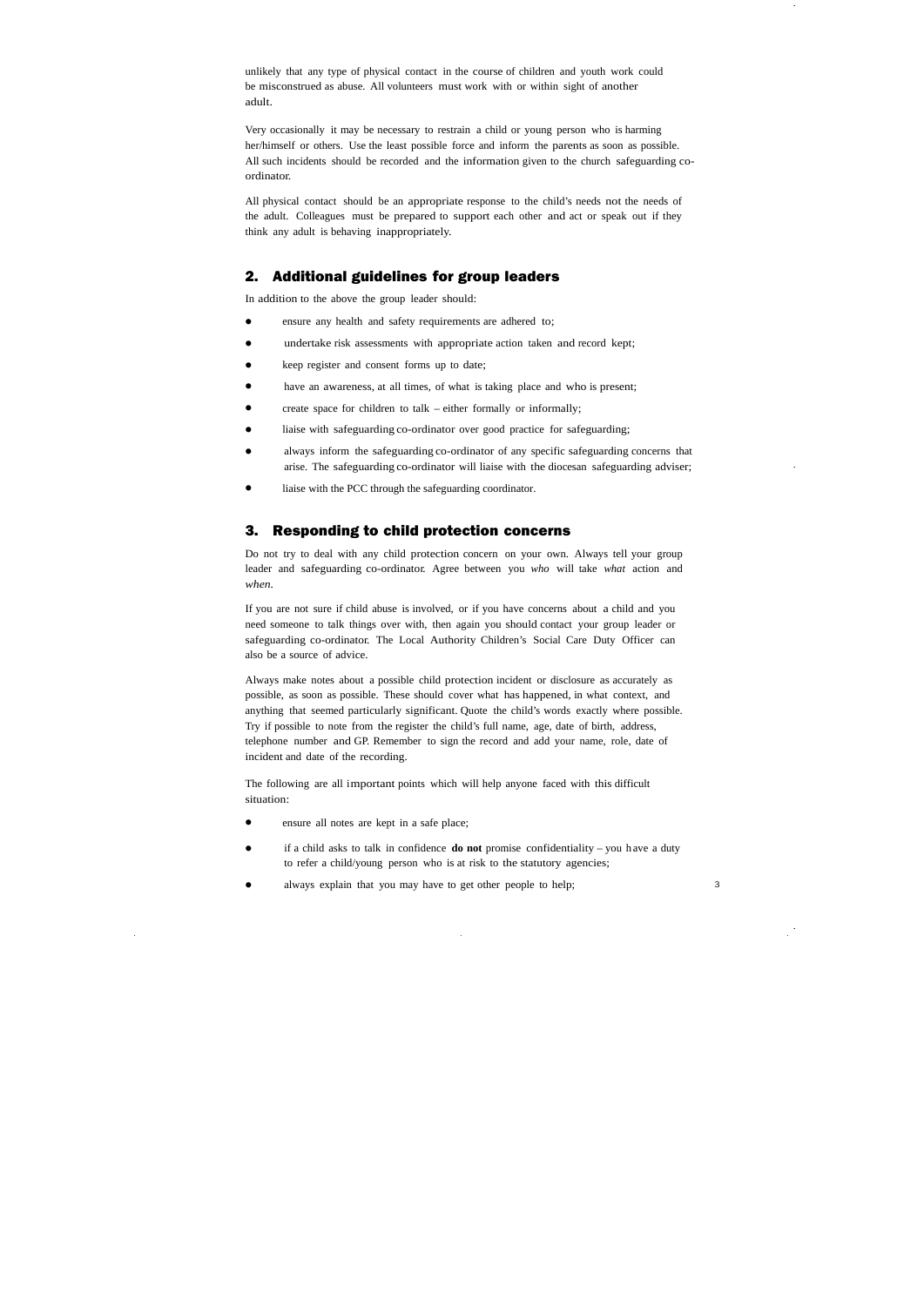unlikely that any type of physical contact in the course of children and youth work could be misconstrued as abuse. All volunteers must work with or within sight of another adult.

Very occasionally it may be necessary to restrain a child or young person who is harming her/himself or others. Use the least possible force and inform the parents as soon as possible. All such incidents should be recorded and the information given to the church safeguarding co-ordinator.

All physical contact should be an appropriate response to the child's needs not the needs of the adult. Colleagues must be prepared to support each other and act or speak out if they think any adult is behaving inappropriately.

## 2. Additional guidelines for group leaders

In addition to the above the group leader should:

- ensure any health and safety requirements are adhered to;
- undertake risk assessments with appropriate action taken and record kept;
- keep register and consent forms up to date;
- have an awareness, at all times, of what is taking place and who is present;
- create space for children to talk – either formally or informally;
- liaise with safeguarding co-ordinator over good practice for safeguarding;
- always inform the safeguarding co-ordinator of any specific safeguarding concerns that arise. The safeguarding co-ordinator will liaise with the diocesan safeguarding adviser;
- liaise with the PCC through the safeguarding coordinator.

## 3. Responding to child protection concerns

Do not try to deal with any child protection concern on your own. Always tell your group leader and safeguarding co-ordinator. Agree between you *who* will take *what* action and *when*.

If you are not sure if child abuse is involved, or if you have concerns about a child and you need someone to talk things over with, then again you should contact your group leader or safeguarding co-ordinator. The Local Authority Children's Social Care Duty Officer can also be a source of advice.

Always make notes about a possible child protection incident or disclosure as accurately as possible, as soon as possible. These should cover what has happened, in what context, and anything that seemed particularly significant. Quote the child's words exactly where possible. Try if possible to note from the register the child's full name, age, date of birth, address, telephone number and GP. Remember to sign the record and add your name, role, date of incident and date of the recording.

The following are all important points which will help anyone faced with this difficult situation:

- ensure all notes are kept in a safe place;
- if a child asks to talk in confidence **do not** promise confidentiality – you have a duty to refer a child/young person who is at risk to the statutory agencies;
- always explain that you may have to get other people to help;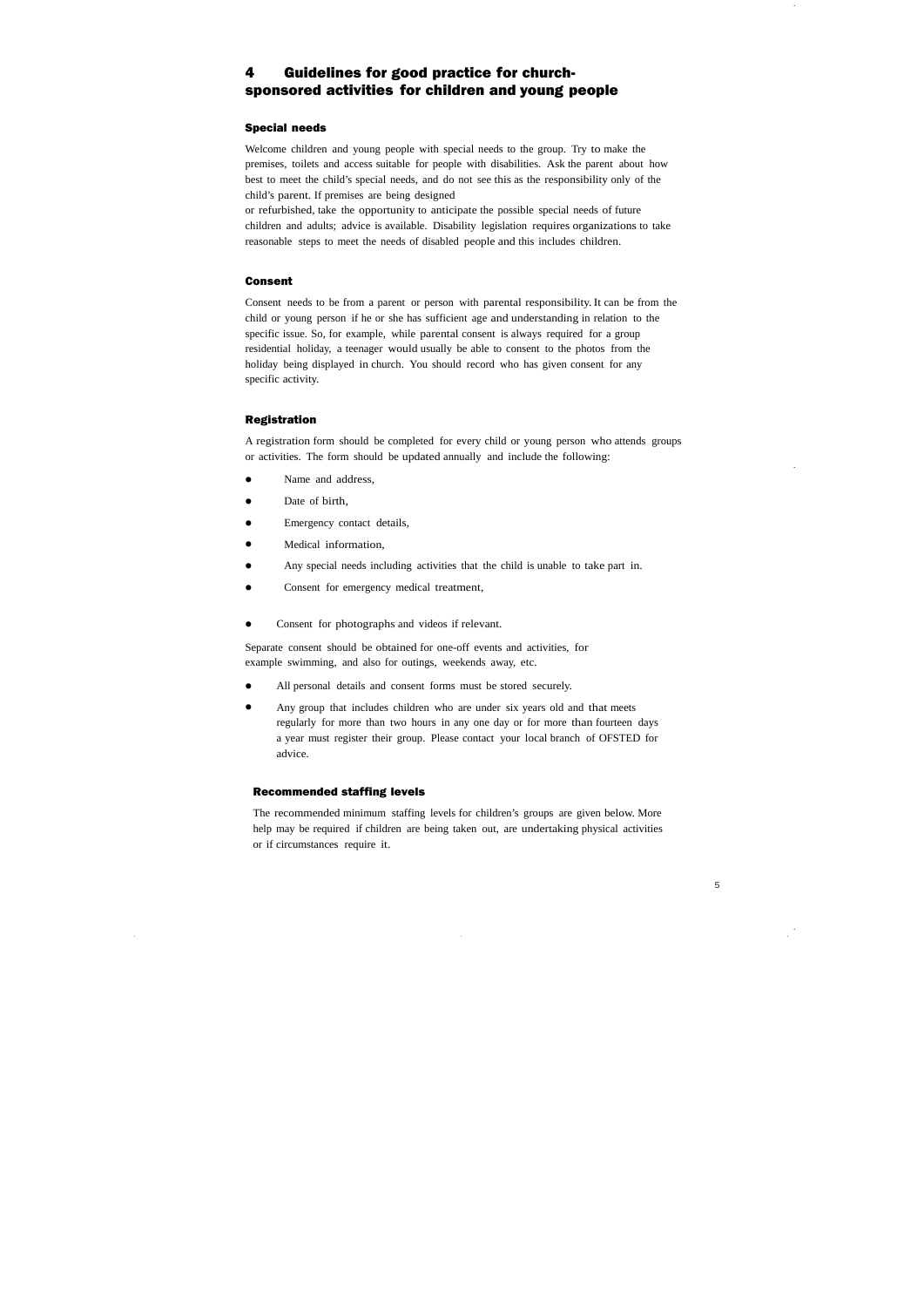## 4 Guidelines for good practice for church-sponsored activities for children and young people

### Special needs

Welcome children and young people with special needs to the group. Try to make the premises, toilets and access suitable for people with disabilities. Ask the parent about how best to meet the child's special needs, and do not see this as the responsibility only of the child's parent. If premises are being designed or refurbished, take the opportunity to anticipate the possible special needs of future children and adults; advice is available. Disability legislation requires organizations to take reasonable steps to meet the needs of disabled people and this includes children.

### Consent

Consent needs to be from a parent or person with parental responsibility. It can be from the child or young person if he or she has sufficient age and understanding in relation to the specific issue. So, for example, while parental consent is always required for a group residential holiday, a teenager would usually be able to consent to the photos from the holiday being displayed in church. You should record who has given consent for any specific activity.

### Registration

A registration form should be completed for every child or young person who attends groups or activities. The form should be updated annually and include the following:

- Name and address,
- Date of birth,
- Emergency contact details,
- Medical information,
- Any special needs including activities that the child is unable to take part in.
- Consent for emergency medical treatment,
- Consent for photographs and videos if relevant.

Separate consent should be obtained for one-off events and activities, for example swimming, and also for outings, weekends away, etc.

- All personal details and consent forms must be stored securely.
- Any group that includes children who are under six years old and that meets regularly for more than two hours in any one day or for more than fourteen days a year must register their group. Please contact your local branch of OFSTED for advice.

### Recommended staffing levels

The recommended minimum staffing levels for children's groups are given below. More help may be required if children are being taken out, are undertaking physical activities or if circumstances require it.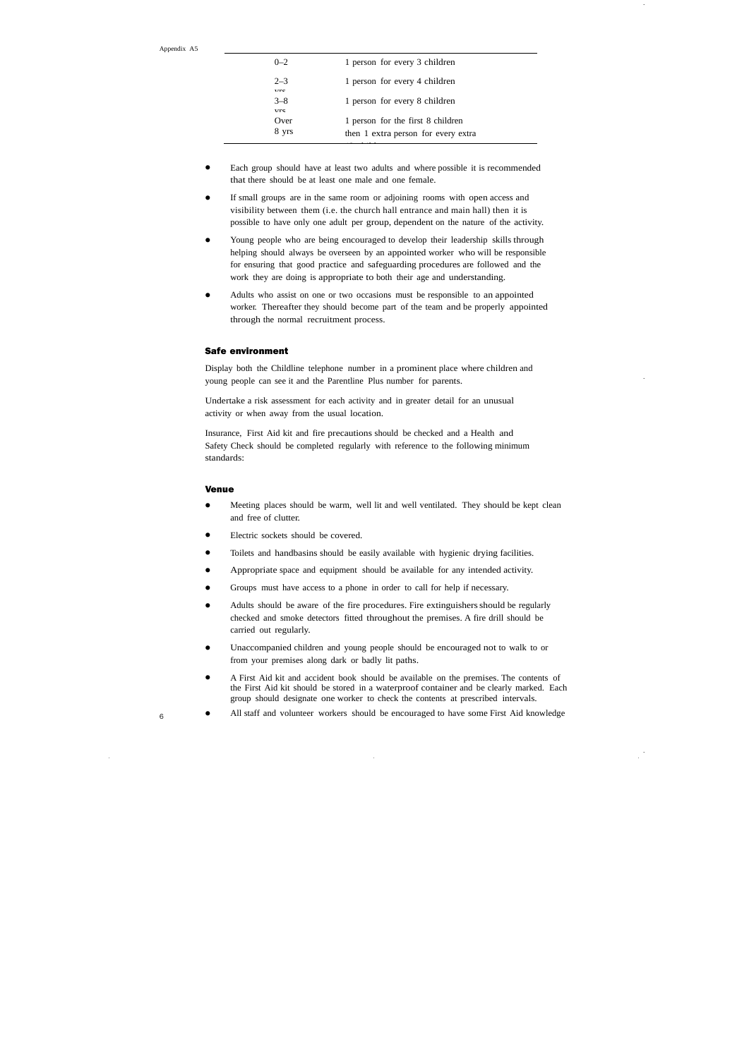| | |
|---|---|
| 0–2 | 1 person for every 3 children |
| 2–3 yrs | 1 person for every 4 children |
| 3–8 yrs | 1 person for every 8 children |
| Over 8 yrs | 1 person for the first 8 children then 1 extra person for every extra 12 children |

- Each group should have at least two adults and where possible it is recommended that there should be at least one male and one female.
- If small groups are in the same room or adjoining rooms with open access and visibility between them (i.e. the church hall entrance and main hall) then it is possible to have only one adult per group, dependent on the nature of the activity.
- Young people who are being encouraged to develop their leadership skills through helping should always be overseen by an appointed worker who will be responsible for ensuring that good practice and safeguarding procedures are followed and the work they are doing is appropriate to both their age and understanding.
- Adults who assist on one or two occasions must be responsible to an appointed worker. Thereafter they should become part of the team and be properly appointed through the normal recruitment process.

### Safe environment

Display both the Childline telephone number in a prominent place where children and young people can see it and the Parentline Plus number for parents.

Undertake a risk assessment for each activity and in greater detail for an unusual activity or when away from the usual location.

Insurance, First Aid kit and fire precautions should be checked and a Health and Safety Check should be completed regularly with reference to the following minimum standards:

### Venue

- Meeting places should be warm, well lit and well ventilated. They should be kept clean and free of clutter.
- Electric sockets should be covered.
- Toilets and handbasins should be easily available with hygienic drying facilities.
- Appropriate space and equipment should be available for any intended activity.
- Groups must have access to a phone in order to call for help if necessary.
- Adults should be aware of the fire procedures. Fire extinguishers should be regularly checked and smoke detectors fitted throughout the premises. A fire drill should be carried out regularly.
- Unaccompanied children and young people should be encouraged not to walk to or from your premises along dark or badly lit paths.
- A First Aid kit and accident book should be available on the premises. The contents of the First Aid kit should be stored in a waterproof container and be clearly marked. Each group should designate one worker to check the contents at prescribed intervals.
- All staff and volunteer workers should be encouraged to have some First Aid knowledge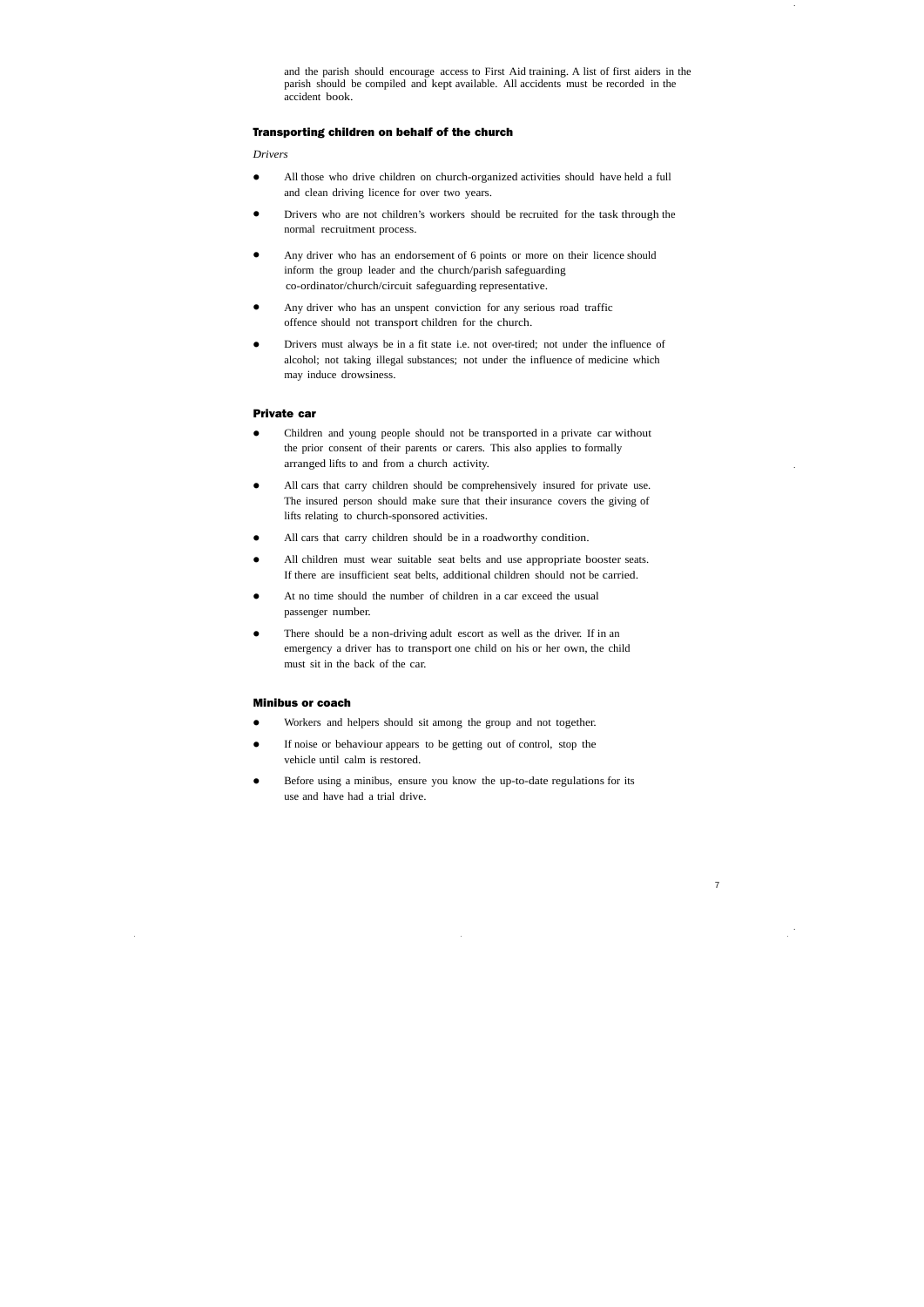and the parish should encourage access to First Aid training. A list of first aiders in the parish should be compiled and kept available. All accidents must be recorded in the accident book.

### Transporting children on behalf of the church

*Drivers*

- All those who drive children on church-organized activities should have held a full and clean driving licence for over two years.
- Drivers who are not children's workers should be recruited for the task through the normal recruitment process.
- Any driver who has an endorsement of 6 points or more on their licence should inform the group leader and the church/parish safeguarding co-ordinator/church/circuit safeguarding representative.
- Any driver who has an unspent conviction for any serious road traffic offence should not transport children for the church.
- Drivers must always be in a fit state i.e. not over-tired; not under the influence of alcohol; not taking illegal substances; not under the influence of medicine which may induce drowsiness.

### Private car

- Children and young people should not be transported in a private car without the prior consent of their parents or carers. This also applies to formally arranged lifts to and from a church activity.
- All cars that carry children should be comprehensively insured for private use. The insured person should make sure that their insurance covers the giving of lifts relating to church-sponsored activities.
- All cars that carry children should be in a roadworthy condition.
- All children must wear suitable seat belts and use appropriate booster seats. If there are insufficient seat belts, additional children should not be carried.
- At no time should the number of children in a car exceed the usual passenger number.
- There should be a non-driving adult escort as well as the driver. If in an emergency a driver has to transport one child on his or her own, the child must sit in the back of the car.

### Minibus or coach

- Workers and helpers should sit among the group and not together.
- If noise or behaviour appears to be getting out of control, stop the vehicle until calm is restored.
- Before using a minibus, ensure you know the up-to-date regulations for its use and have had a trial drive.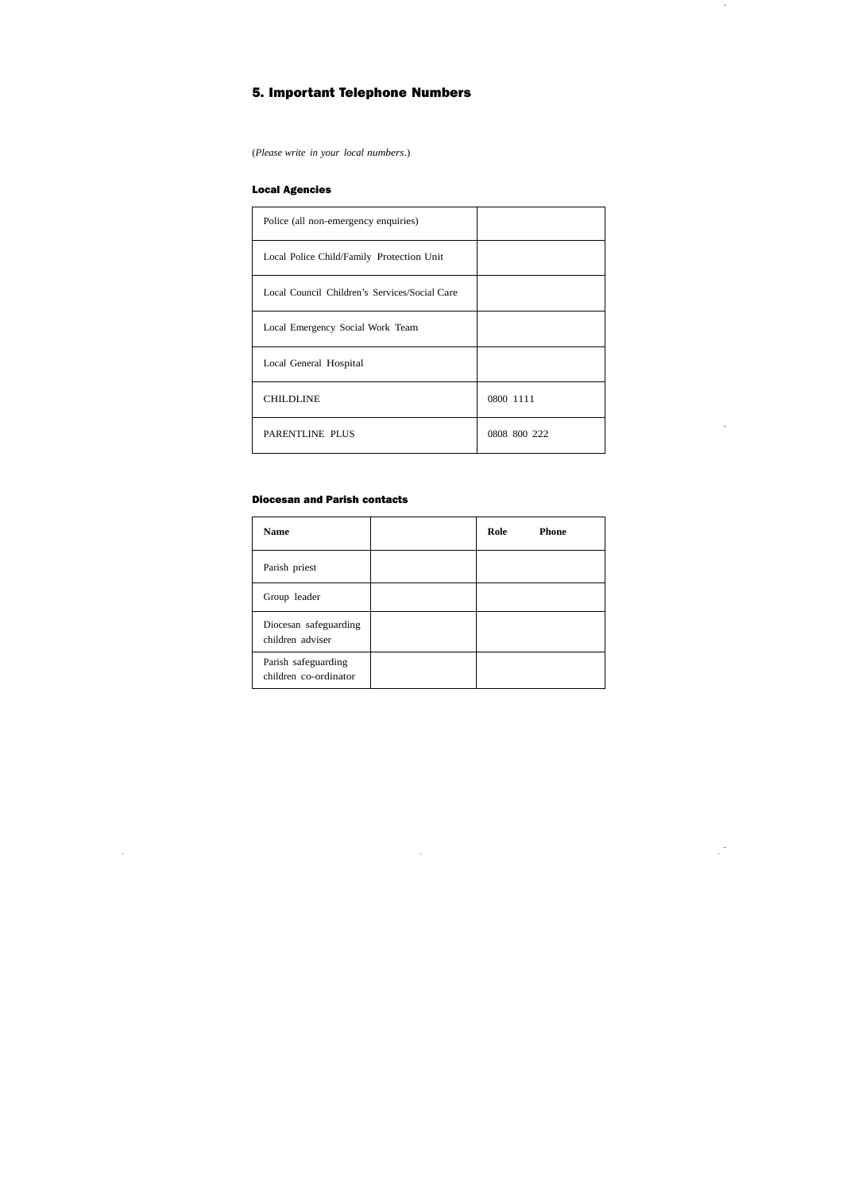## 5. Important Telephone Numbers

(*Please write in your local numbers*.)

### Local Agencies

| | |
|---|---|
| Police (all non-emergency enquiries) | |
| Local Police Child/Family Protection Unit | |
| Local Council Children's Services/Social Care | |
| Local Emergency Social Work Team | |
| Local General Hospital | |
| CHILDLINE | 0800 1111 |
| PARENTLINE PLUS | 0808 800 222 |

### Diocesan and Parish contacts

| **Name** | | **Role Phone** |
|---|---|---|
| Parish priest | | |
| Group leader | | |
| Diocesan safeguarding children adviser | | |
| Parish safeguarding children co-ordinator | | |